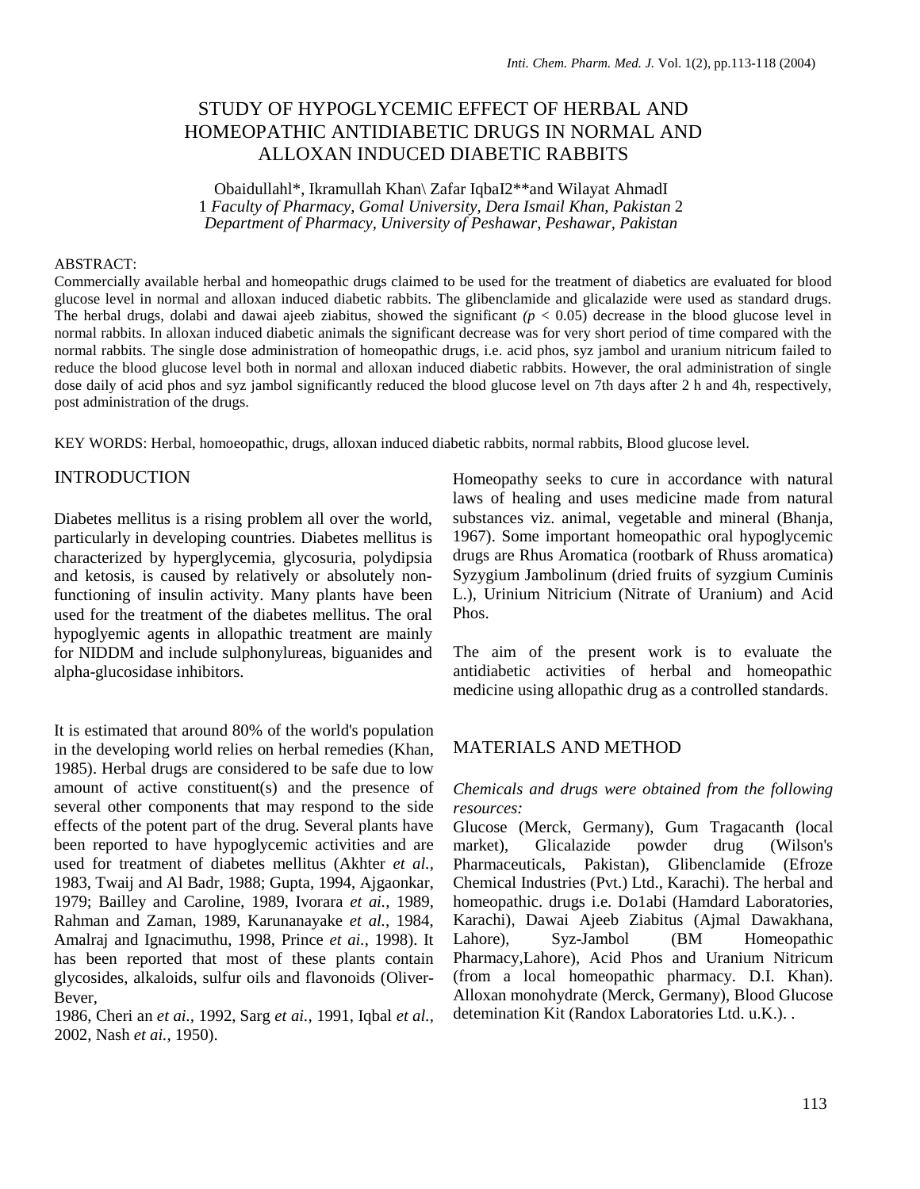# STUDY OF HYPOGLYCEMIC EFFECT OF HERBAL AND HOMEOPATHIC ANTIDIABETIC DRUGS IN NORMAL AND ALLOXAN INDUCED DIABETIC RABBITS

Obaidullahl*, Ikramullah Khan\ Zafar IqbaI2**and Wilayat AhmadI
1 *Faculty of Pharmacy, Gomal University, Dera Ismail Khan, Pakistan* 2 *Department of Pharmacy, University of Peshawar, Peshawar, Pakistan*

ABSTRACT:

Commercially available herbal and homeopathic drugs claimed to be used for the treatment of diabetics are evaluated for blood glucose level in normal and alloxan induced diabetic rabbits. The glibenclamide and glicalazide were used as standard drugs. The herbal drugs, dolabi and dawai ajeeb ziabitus, showed the significant ($p < 0.05$) decrease in the blood glucose level in normal rabbits. In alloxan induced diabetic animals the significant decrease was for very short period of time compared with the normal rabbits. The single dose administration of homeopathic drugs, i.e. acid phos, syz jambol and uranium nitricum failed to reduce the blood glucose level both in normal and alloxan induced diabetic rabbits. However, the oral administration of single dose daily of acid phos and syz jambol significantly reduced the blood glucose level on 7th days after 2 h and 4h, respectively, post administration of the drugs.

KEY WORDS: Herbal, homoeopathic, drugs, alloxan induced diabetic rabbits, normal rabbits, Blood glucose level.

## INTRODUCTION

Diabetes mellitus is a rising problem all over the world, particularly in developing countries. Diabetes mellitus is characterized by hyperglycemia, glycosuria, polydipsia and ketosis, is caused by relatively or absolutely non-functioning of insulin activity. Many plants have been used for the treatment of the diabetes mellitus. The oral hypoglyemic agents in allopathic treatment are mainly for NIDDM and include sulphonylureas, biguanides and alpha-glucosidase inhibitors.

It is estimated that around 80% of the world's population in the developing world relies on herbal remedies (Khan, 1985). Herbal drugs are considered to be safe due to low amount of active constituent(s) and the presence of several other components that may respond to the side effects of the potent part of the drug. Several plants have been reported to have hypoglycemic activities and are used for treatment of diabetes mellitus (Akhter *et al.,* 1983, Twaij and Al Badr, 1988; Gupta, 1994, Ajgaonkar, 1979; Bailley and Caroline, 1989, Ivorara *et ai.,* 1989, Rahman and Zaman, 1989, Karunanayake *et al.,* 1984, Amalraj and Ignacimuthu, 1998, Prince *et ai.,* 1998). It has been reported that most of these plants contain glycosides, alkaloids, sulfur oils and flavonoids (Oliver-Bever, 1986, Cheri an *et ai.,* 1992, Sarg *et ai.,* 1991, Iqbal *et al.,* 2002, Nash *et ai.,* 1950).

Homeopathy seeks to cure in accordance with natural laws of healing and uses medicine made from natural substances viz. animal, vegetable and mineral (Bhanja, 1967). Some important homeopathic oral hypoglycemic drugs are Rhus Aromatica (rootbark of Rhuss aromatica) Syzygium Jambolinum (dried fruits of syzgium Cuminis L.), Urinium Nitricium (Nitrate of Uranium) and Acid Phos.

The aim of the present work is to evaluate the antidiabetic activities of herbal and homeopathic medicine using allopathic drug as a controlled standards.

## MATERIALS AND METHOD

*Chemicals and drugs were obtained from the following resources:*

Glucose (Merck, Germany), Gum Tragacanth (local market), Glicalazide powder drug (Wilson's Pharmaceuticals, Pakistan), Glibenclamide (Efroze Chemical Industries (Pvt.) Ltd., Karachi). The herbal and homeopathic. drugs i.e. Do1abi (Hamdard Laboratories, Karachi), Dawai Ajeeb Ziabitus (Ajmal Dawakhana, Lahore), Syz-Jambol (BM Homeopathic Pharmacy,Lahore), Acid Phos and Uranium Nitricum (from a local homeopathic pharmacy. D.I. Khan). Alloxan monohydrate (Merck, Germany), Blood Glucose detemination Kit (Randox Laboratories Ltd. u.K.). .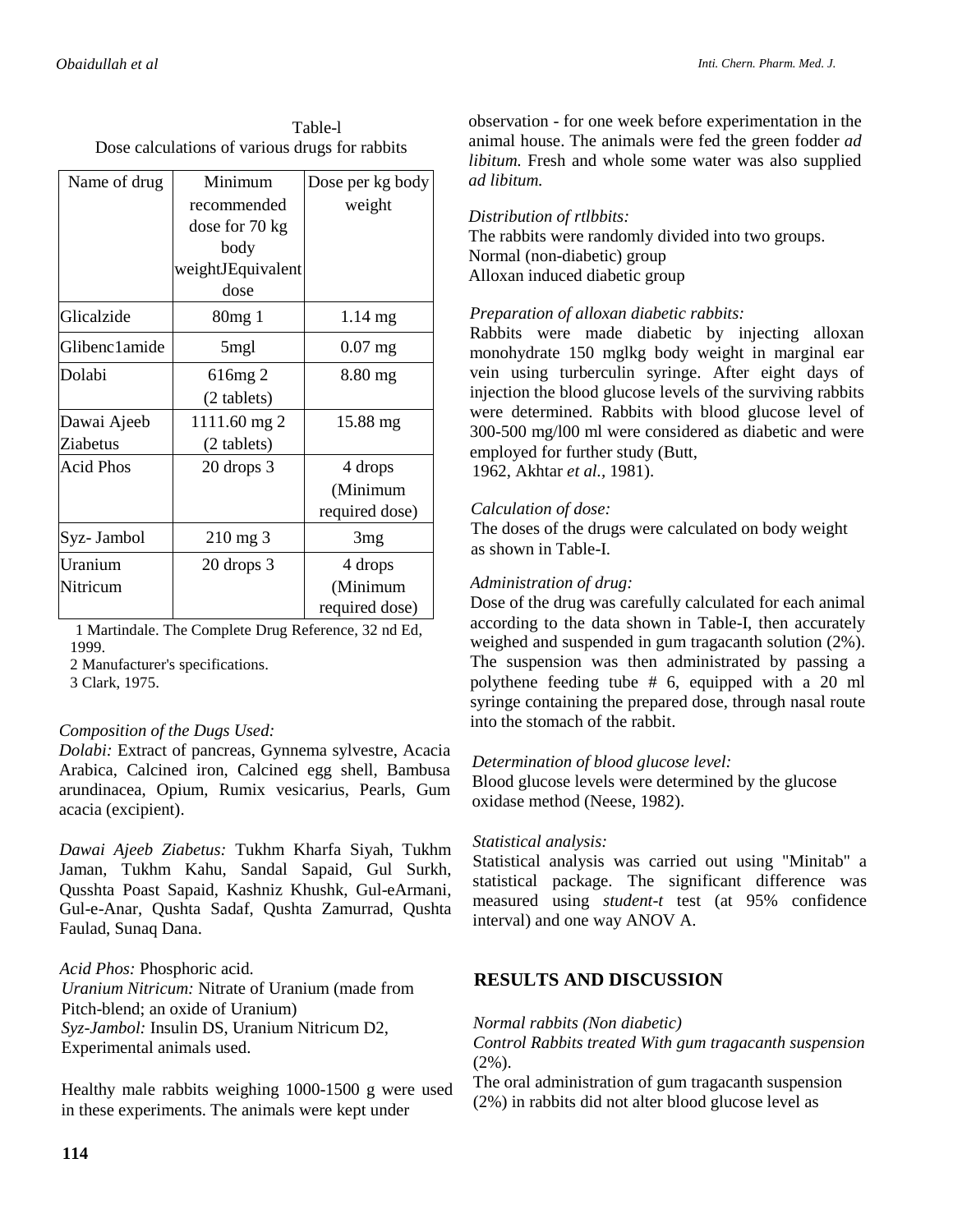Table-l
Dose calculations of various drugs for rabbits

| Name of drug | Minimum recommended dose for 70 kg body weightJEquivalent dose | Dose per kg body weight |
|---|---|---|
| Glicalzide | 80mg 1 | 1.14 mg |
| Glibenc1amide | 5mgl | 0.07 mg |
| Dolabi | 616mg 2 (2 tablets) | 8.80 mg |
| Dawai Ajeeb Ziabetus | 1111.60 mg 2 (2 tablets) | 15.88 mg |
| Acid Phos | 20 drops 3 | 4 drops (Minimum required dose) |
| Syz- Jambol | 210 mg 3 | 3mg |
| Uranium Nitricum | 20 drops 3 | 4 drops (Minimum required dose) |

1 Martindale. The Complete Drug Reference, 32 nd Ed, 1999.
2 Manufacturer's specifications.
3 Clark, 1975.

*Composition of the Dugs Used:*
*Dolabi:* Extract of pancreas, Gynnema sylvestre, Acacia Arabica, Calcined iron, Calcined egg shell, Bambusa arundinacea, Opium, Rumix vesicarius, Pearls, Gum acacia (excipient).

*Dawai Ajeeb Ziabetus:* Tukhm Kharfa Siyah, Tukhm Jaman, Tukhm Kahu, Sandal Sapaid, Gul Surkh, Qusshta Poast Sapaid, Kashniz Khushk, Gul-eArmani, Gul-e-Anar, Qushta Sadaf, Qushta Zamurrad, Qushta Faulad, Sunaq Dana.

*Acid Phos:* Phosphoric acid.
*Uranium Nitricum:* Nitrate of Uranium (made from Pitch-blend; an oxide of Uranium)
*Syz-Jambol:* Insulin DS, Uranium Nitricum D2,
Experimental animals used.

Healthy male rabbits weighing 1000-1500 g were used in these experiments. The animals were kept under observation - for one week before experimentation in the animal house. The animals were fed the green fodder *ad libitum.* Fresh and whole some water was also supplied *ad libitum.*

*Distribution of rtlbbits:*
The rabbits were randomly divided into two groups.
Normal (non-diabetic) group
Alloxan induced diabetic group

*Preparation of alloxan diabetic rabbits:*
Rabbits were made diabetic by injecting alloxan monohydrate 150 mglkg body weight in marginal ear vein using turberculin syringe. After eight days of injection the blood glucose levels of the surviving rabbits were determined. Rabbits with blood glucose level of 300-500 mg/l00 ml were considered as diabetic and were employed for further study (Butt, 1962, Akhtar *et al.*, 1981).

*Calculation of dose:*
The doses of the drugs were calculated on body weight as shown in Table-I.

*Administration of drug:*
Dose of the drug was carefully calculated for each animal according to the data shown in Table-I, then accurately weighed and suspended in gum tragacanth solution (2%). The suspension was then administrated by passing a polythene feeding tube # 6, equipped with a 20 ml syringe containing the prepared dose, through nasal route into the stomach of the rabbit.

*Determination of blood glucose level:*
Blood glucose levels were determined by the glucose oxidase method (Neese, 1982).

*Statistical analysis:*
Statistical analysis was carried out using "Minitab" a statistical package. The significant difference was measured using *student-t* test (at 95% confidence interval) and one way ANOV A.

## RESULTS AND DISCUSSION

*Normal rabbits (Non diabetic)*
*Control Rabbits treated With gum tragacanth suspension* (2%).
The oral administration of gum tragacanth suspension (2%) in rabbits did not alter blood glucose level as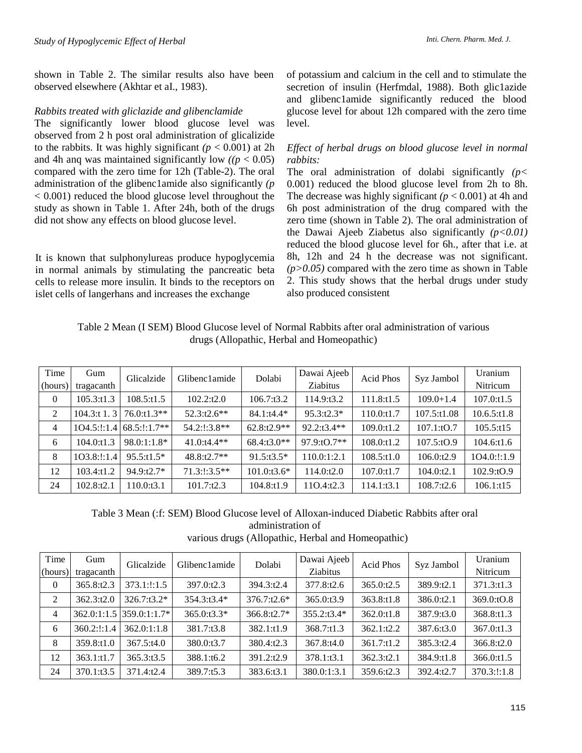shown in Table 2. The similar results also have been observed elsewhere (Akhtar et aI., 1983).

*Rabbits treated with gliclazide and glibenclamide*

The significantly lower blood glucose level was observed from 2 h post oral administration of glicalizide to the rabbits. It was highly significant *(p* < 0.001) at 2h and 4h anq was maintained significantly low *((p* < 0.05) compared with the zero time for 12h (Table-2). The oral administration of the glibenc1amide also significantly *(p* < 0.001) reduced the blood glucose level throughout the study as shown in Table 1. After 24h, both of the drugs did not show any effects on blood glucose level.

It is known that sulphonylureas produce hypoglycemia in normal animals by stimulating the pancreatic beta cells to release more insulin. It binds to the receptors on islet cells of langerhans and increases the exchange of potassium and calcium in the cell and to stimulate the secretion of insulin (Herfmdal, 1988). Both glic1azide and glibenc1amide significantly reduced the blood glucose level for about 12h compared with the zero time level.

*Effect of herbal drugs on blood glucose level in normal rabbits:*

The oral administration of dolabi significantly *(p<* 0.001) reduced the blood glucose level from 2h to 8h. The decrease was highly significant *(p* < 0.001) at 4h and 6h post administration of the drug compared with the zero time (shown in Table 2). The oral administration of the Dawai Ajeeb Ziabetus also significantly *(p<0.01)* reduced the blood glucose level for 6h., after that i.e. at 8h, 12h and 24 h the decrease was not significant. *(p>0.05)* compared with the zero time as shown in Table 2. This study shows that the herbal drugs under study also produced consistent

Table 2 Mean (I SEM) Blood Glucose level of Normal Rabbits after oral administration of various drugs (Allopathic, Herbal and Homeopathic)

| Time (hours) | Gum tragacanth | Glicalzide | Glibenc1amide | Dolabi | Dawai Ajeeb Ziabitus | Acid Phos | Syz Jambol | Uranium Nitricum |
|---|---|---|---|---|---|---|---|---|
| 0 | 105.3:t1.3 | 108.5:t1.5 | 102.2:t2.0 | 106.7:t3.2 | 114.9:t3.2 | 111.8:t1.5 | 109.0+1.4 | 107.0:t1.5 |
| 2 | 104.3:t 1. 3 | 76.0:t1.3** | 52.3:t2.6** | 84.1:t4.4* | 95.3:t2.3* | 110.0:t1.7 | 107.5:t1.08 | 10.6.5:t1.8 |
| 4 | 1O4.5:!:1.4 | 68.5:!:1.7** | 54.2:!:3.8** | 62.8:t2.9** | 92.2:t3.4** | 109.0:t1.2 | 107.1:tO.7 | 105.5:t15 |
| 6 | 104.0:t1.3 | 98.0:1:1.8* | 41.0:t4.4** | 68.4:t3.0** | 97.9:tO.7** | 108.0:t1.2 | 107.5:tO.9 | 104.6:t1.6 |
| 8 | 1O3.8:!:1.4 | 95.5:t1.5* | 48.8:t2.7** | 91.5:t3.5* | 110.0:1:2.1 | 108.5:t1.0 | 106.0:t2.9 | 1O4.0:!:1.9 |
| 12 | 103.4:t1.2 | 94.9:t2.7* | 71.3:!:3.5** | 101.0:t3.6* | 114.0:t2.0 | 107.0:t1.7 | 104.0:t2.1 | 102.9:tO.9 |
| 24 | 102.8:t2.1 | 110.0:t3.1 | 101.7:t2.3 | 104.8:t1.9 | 11O.4:t2.3 | 114.1:t3.1 | 108.7:t2.6 | 106.1:t15 |

Table 3 Mean (:f: SEM) Blood Glucose level of Alloxan-induced Diabetic Rabbits after oral administration of various drugs (Allopathic, Herbal and Homeopathic)

| Time (hours) | Gum tragacanth | Glicalzide | Glibenc1amide | Dolabi | Dawai Ajeeb Ziabitus | Acid Phos | Syz Jambol | Uranium Nitricum |
|---|---|---|---|---|---|---|---|---|
| 0 | 365.8:t2.3 | 373.1:!:1.5 | 397.0:t2.3 | 394.3:t2.4 | 377.8:t2.6 | 365.0:t2.5 | 389.9:t2.1 | 371.3:t1.3 |
| 2 | 362.3:t2.0 | 326.7:t3.2* | 354.3:t3.4* | 376.7:t2.6* | 365.0:t3.9 | 363.8:t1.8 | 386.0:t2.1 | 369.0:tO.8 |
| 4 | 362.0:1:1.5 | 359.0:1:1.7* | 365.0:t3.3* | 366.8:t2.7* | 355.2:t3.4* | 362.0:t1.8 | 387.9:t3.0 | 368.8:t1.3 |
| 6 | 360.2:!:1.4 | 362.0:1:1.8 | 381.7:t3.8 | 382.1:t1.9 | 368.7:t1.3 | 362.1:t2.2 | 387.6:t3.0 | 367.0:t1.3 |
| 8 | 359.8:t1.0 | 367.5:t4.0 | 380.0:t3.7 | 380.4:t2.3 | 367.8:t4.0 | 361.7:t1.2 | 385.3:t2.4 | 366.8:t2.0 |
| 12 | 363.1:t1.7 | 365.3:t3.5 | 388.1:t6.2 | 391.2:t2.9 | 378.1:t3.1 | 362.3:t2.1 | 384.9:t1.8 | 366.0:t1.5 |
| 24 | 370.1:t3.5 | 371.4:t2.4 | 389.7:t5.3 | 383.6:t3.1 | 380.0:1:3.1 | 359.6:t2.3 | 392.4:t2.7 | 370.3:!:1.8 |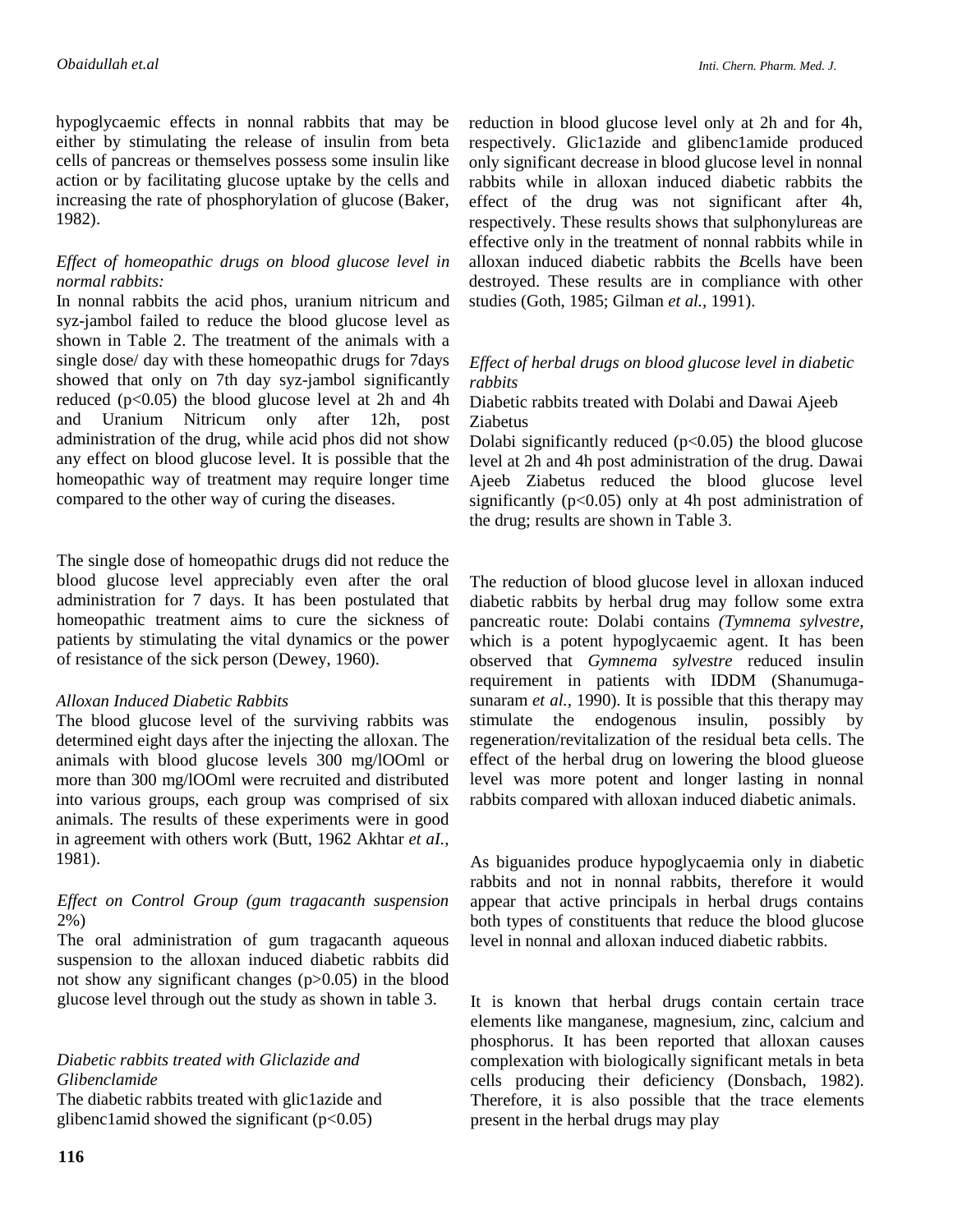hypoglycaemic effects in nonnal rabbits that may be either by stimulating the release of insulin from beta cells of pancreas or themselves possess some insulin like action or by facilitating glucose uptake by the cells and increasing the rate of phosphorylation of glucose (Baker, 1982).

*Effect of homeopathic drugs on blood glucose level in normal rabbits:*

In nonnal rabbits the acid phos, uranium nitricum and syz-jambol failed to reduce the blood glucose level as shown in Table 2. The treatment of the animals with a single dose/ day with these homeopathic drugs for 7days showed that only on 7th day syz-jambol significantly reduced ($p<0.05$) the blood glucose level at 2h and 4h and Uranium Nitricum only after 12h, post administration of the drug, while acid phos did not show any effect on blood glucose level. It is possible that the homeopathic way of treatment may require longer time compared to the other way of curing the diseases.

The single dose of homeopathic drugs did not reduce the blood glucose level appreciably even after the oral administration for 7 days. It has been postulated that homeopathic treatment aims to cure the sickness of patients by stimulating the vital dynamics or the power of resistance of the sick person (Dewey, 1960).

*Alloxan Induced Diabetic Rabbits*

The blood glucose level of the surviving rabbits was determined eight days after the injecting the alloxan. The animals with blood glucose levels 300 mg/lOOml or more than 300 mg/lOOml were recruited and distributed into various groups, each group was comprised of six animals. The results of these experiments were in good in agreement with others work (Butt, 1962 Akhtar *et aI.,* 1981).

*Effect on Control Group (gum tragacanth suspension 2%)*

The oral administration of gum tragacanth aqueous suspension to the alloxan induced diabetic rabbits did not show any significant changes ($p>0.05$) in the blood glucose level through out the study as shown in table 3.

*Diabetic rabbits treated with Gliclazide and Glibenclamide*

The diabetic rabbits treated with glic1azide and glibenc1amid showed the significant ($p<0.05$) reduction in blood glucose level only at 2h and for 4h, respectively. Glic1azide and glibenc1amide produced only significant decrease in blood glucose level in nonnal rabbits while in alloxan induced diabetic rabbits the effect of the drug was not significant after 4h, respectively. These results shows that sulphonylureas are effective only in the treatment of nonnal rabbits while in alloxan induced diabetic rabbits the *B*cells have been destroyed. These results are in compliance with other studies (Goth, 1985; Gilman *et al.,* 1991).

*Effect of herbal drugs on blood glucose level in diabetic rabbits*

Diabetic rabbits treated with Dolabi and Dawai Ajeeb Ziabetus

Dolabi significantly reduced ($p<0.05$) the blood glucose level at 2h and 4h post administration of the drug. Dawai Ajeeb Ziabetus reduced the blood glucose level significantly ($p<0.05$) only at 4h post administration of the drug; results are shown in Table 3.

The reduction of blood glucose level in alloxan induced diabetic rabbits by herbal drug may follow some extra pancreatic route: Dolabi contains *(Tymnema sylvestre,* which is a potent hypoglycaemic agent. It has been observed that *Gymnema sylvestre* reduced insulin requirement in patients with IDDM (Shanumuga-sunaram *et al.,* 1990). It is possible that this therapy may stimulate the endogenous insulin, possibly by regeneration/revitalization of the residual beta cells. The effect of the herbal drug on lowering the blood glueose level was more potent and longer lasting in nonnal rabbits compared with alloxan induced diabetic animals.

As biguanides produce hypoglycaemia only in diabetic rabbits and not in nonnal rabbits, therefore it would appear that active principals in herbal drugs contains both types of constituents that reduce the blood glucose level in nonnal and alloxan induced diabetic rabbits.

It is known that herbal drugs contain certain trace elements like manganese, magnesium, zinc, calcium and phosphorus. It has been reported that alloxan causes complexation with biologically significant metals in beta cells producing their deficiency (Donsbach, 1982). Therefore, it is also possible that the trace elements present in the herbal drugs may play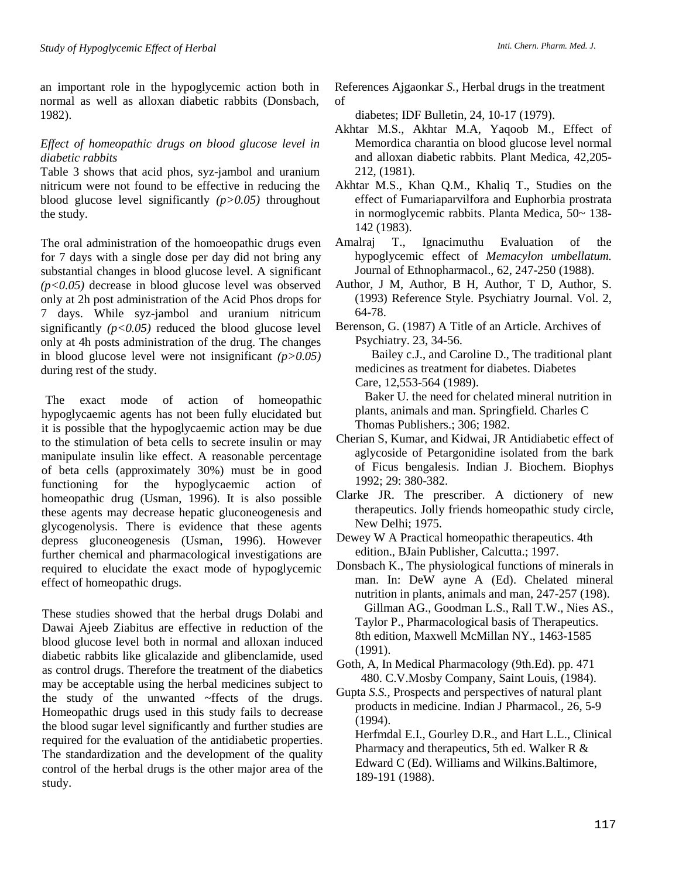an important role in the hypoglycemic action both in normal as well as alloxan diabetic rabbits (Donsbach, 1982).

*Effect of homeopathic drugs on blood glucose level in diabetic rabbits*

Table 3 shows that acid phos, syz-jambol and uranium nitricum were not found to be effective in reducing the blood glucose level significantly *(p>0.05)* throughout the study.

The oral administration of the homoeopathic drugs even for 7 days with a single dose per day did not bring any substantial changes in blood glucose level. A significant *(p<0.05)* decrease in blood glucose level was observed only at 2h post administration of the Acid Phos drops for 7 days. While syz-jambol and uranium nitricum significantly *(p<0.05)* reduced the blood glucose level only at 4h posts administration of the drug. The changes in blood glucose level were not insignificant *(p>0.05)* during rest of the study.

The exact mode of action of homeopathic hypoglycaemic agents has not been fully elucidated but it is possible that the hypoglycaemic action may be due to the stimulation of beta cells to secrete insulin or may manipulate insulin like effect. A reasonable percentage of beta cells (approximately 30%) must be in good functioning for the hypoglycaemic action of homeopathic drug (Usman, 1996). It is also possible these agents may decrease hepatic gluconeogenesis and glycogenolysis. There is evidence that these agents depress gluconeogenesis (Usman, 1996). However further chemical and pharmacological investigations are required to elucidate the exact mode of hypoglycemic effect of homeopathic drugs.

These studies showed that the herbal drugs Dolabi and Dawai Ajeeb Ziabitus are effective in reduction of the blood glucose level both in normal and alloxan induced diabetic rabbits like glicalazide and glibenclamide, used as control drugs. Therefore the treatment of the diabetics may be acceptable using the herbal medicines subject to the study of the unwanted ~ffects of the drugs. Homeopathic drugs used in this study fails to decrease the blood sugar level significantly and further studies are required for the evaluation of the antidiabetic properties. The standardization and the development of the quality control of the herbal drugs is the other major area of the study.

References Ajgaonkar *S.*, Herbal drugs in the treatment of diabetes; IDF Bulletin, 24, 10-17 (1979).

Akhtar M.S., Akhtar M.A, Yaqoob M., Effect of Memordica charantia on blood glucose level normal and alloxan diabetic rabbits. Plant Medica, 42,205-212, (1981).

Akhtar M.S., Khan Q.M., Khaliq T., Studies on the effect of Fumariaparvilfora and Euphorbia prostrata in normoglycemic rabbits. Planta Medica, 50~ 138-142 (1983).

Amalraj T., Ignacimuthu Evaluation of the hypoglycemic effect of *Memacylon umbellatum.* Journal of Ethnopharmacol., 62, 247-250 (1988).

Author, J M, Author, B H, Author, T D, Author, S. (1993) Reference Style. Psychiatry Journal. Vol. 2, 64-78.

Berenson, G. (1987) A Title of an Article. Archives of Psychiatry. 23, 34-56.

Bailey c.J., and Caroline D., The traditional plant medicines as treatment for diabetes. Diabetes Care, 12,553-564 (1989).

Baker U. the need for chelated mineral nutrition in plants, animals and man. Springfield. Charles C Thomas Publishers.; 306; 1982.

Cherian S, Kumar, and Kidwai, JR Antidiabetic effect of aglycoside of Petargonidine isolated from the bark of Ficus bengalesis. Indian J. Biochem. Biophys 1992; 29: 380-382.

Clarke JR. The prescriber. A dictionery of new therapeutics. Jolly friends homeopathic study circle, New Delhi; 1975.

Dewey W A Practical homeopathic therapeutics. 4th edition., BJain Publisher, Calcutta.; 1997.

Donsbach K., The physiological functions of minerals in man. In: DeW ayne A (Ed). Chelated mineral nutrition in plants, animals and man, 247-257 (198).

Gillman AG., Goodman L.S., Rall T.W., Nies AS., Taylor P., Pharmacological basis of Therapeutics. 8th edition, Maxwell McMillan NY., 1463-1585 (1991).

Goth, A, In Medical Pharmacology (9th.Ed). pp. 471 480. C.V.Mosby Company, Saint Louis, (1984).

Gupta *S.S.*, Prospects and perspectives of natural plant products in medicine. Indian J Pharmacol., 26, 5-9 (1994).

Herfmdal E.I., Gourley D.R., and Hart L.L., Clinical Pharmacy and therapeutics, 5th ed. Walker R & Edward C (Ed). Williams and Wilkins.Baltimore, 189-191 (1988).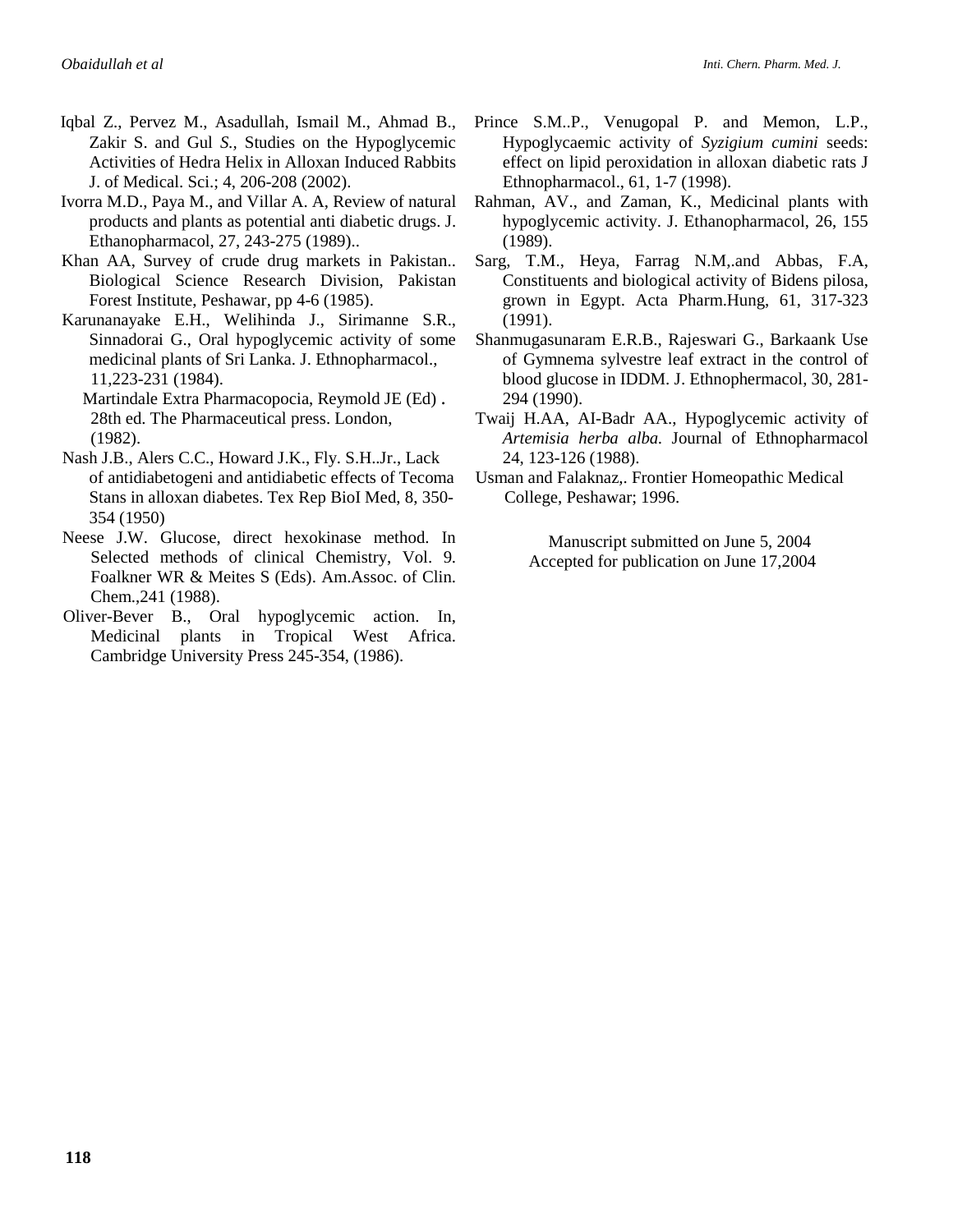Iqbal Z., Pervez M., Asadullah, Ismail M., Ahmad B., Zakir S. and Gul *S.*, Studies on the Hypoglycemic Activities of Hedra Helix in Alloxan Induced Rabbits J. of Medical. Sci.; 4, 206-208 (2002).

Ivorra M.D., Paya M., and Villar A. A, Review of natural products and plants as potential anti diabetic drugs. J. Ethanopharmacol, 27, 243-275 (1989)..

Khan AA, Survey of crude drug markets in Pakistan.. Biological Science Research Division, Pakistan Forest Institute, Peshawar, pp 4-6 (1985).

Karunanayake E.H., Welihinda J., Sirimanne S.R., Sinnadorai G., Oral hypoglycemic activity of some medicinal plants of Sri Lanka. J. Ethnopharmacol., 11,223-231 (1984).

Martindale Extra Pharmacopocia, Reymold JE (Ed) . 28th ed. The Pharmaceutical press. London, (1982).

Nash J.B., Alers C.C., Howard J.K., Fly. S.H..Jr., Lack of antidiabetogeni and antidiabetic effects of Tecoma Stans in alloxan diabetes. Tex Rep BioI Med, 8, 350-354 (1950)

Neese J.W. Glucose, direct hexokinase method. In Selected methods of clinical Chemistry, Vol. 9. Foalkner WR & Meites S (Eds). Am.Assoc. of Clin. Chem.,241 (1988).

Oliver-Bever B., Oral hypoglycemic action. In, Medicinal plants in Tropical West Africa. Cambridge University Press 245-354, (1986).

Prince S.M..P., Venugopal P. and Memon, L.P., Hypoglycaemic activity of *Syzigium cumini* seeds: effect on lipid peroxidation in alloxan diabetic rats J Ethnopharmacol., 61, 1-7 (1998).

Rahman, AV., and Zaman, K., Medicinal plants with hypoglycemic activity. J. Ethanopharmacol, 26, 155 (1989).

Sarg, T.M., Heya, Farrag N.M,.and Abbas, F.A, Constituents and biological activity of Bidens pilosa, grown in Egypt. Acta Pharm.Hung, 61, 317-323 (1991).

Shanmugasunaram E.R.B., Rajeswari G., Barkaank Use of Gymnema sylvestre leaf extract in the control of blood glucose in IDDM. J. Ethnophermacol, 30, 281-294 (1990).

Twaij H.AA, AI-Badr AA., Hypoglycemic activity of *Artemisia herba alba.* Journal of Ethnopharmacol 24, 123-126 (1988).

Usman and Falaknaz,. Frontier Homeopathic Medical College, Peshawar; 1996.

Manuscript submitted on June 5, 2004
Accepted for publication on June 17,2004